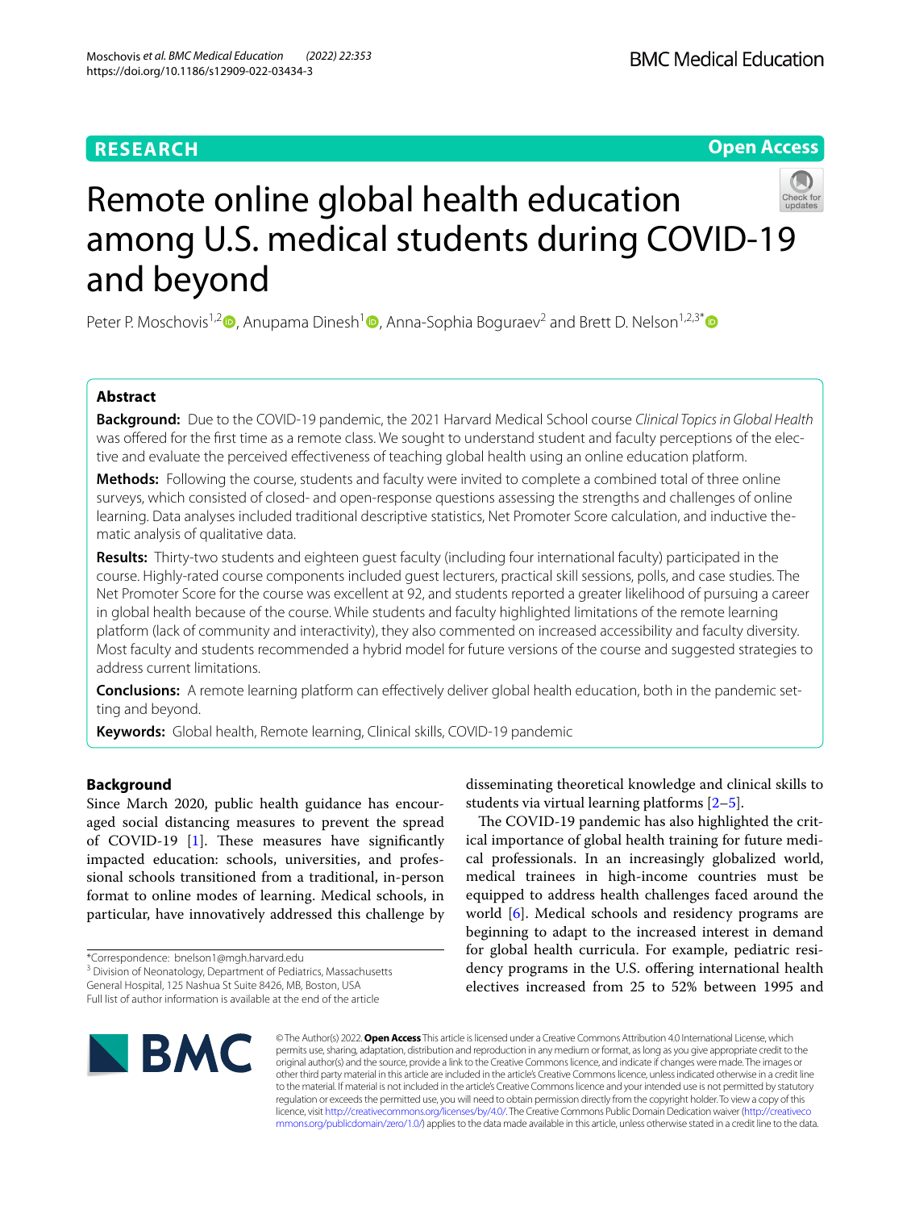RESEARCH

Open Access

# Remote online global health education among U.S. medical students during COVID-19 and beyond

Peter P. Moschovis[1,2], Anupama Dinesh[1], Anna-Sophia Boguraev[2] and Brett D. Nelson[1,2,3*]

## Abstract

**Background:** Due to the COVID-19 pandemic, the 2021 Harvard Medical School course *Clinical Topics in Global Health* was offered for the first time as a remote class. We sought to understand student and faculty perceptions of the elective and evaluate the perceived effectiveness of teaching global health using an online education platform.

**Methods:** Following the course, students and faculty were invited to complete a combined total of three online surveys, which consisted of closed- and open-response questions assessing the strengths and challenges of online learning. Data analyses included traditional descriptive statistics, Net Promoter Score calculation, and inductive thematic analysis of qualitative data.

**Results:** Thirty-two students and eighteen guest faculty (including four international faculty) participated in the course. Highly-rated course components included guest lecturers, practical skill sessions, polls, and case studies. The Net Promoter Score for the course was excellent at 92, and students reported a greater likelihood of pursuing a career in global health because of the course. While students and faculty highlighted limitations of the remote learning platform (lack of community and interactivity), they also commented on increased accessibility and faculty diversity. Most faculty and students recommended a hybrid model for future versions of the course and suggested strategies to address current limitations.

**Conclusions:** A remote learning platform can effectively deliver global health education, both in the pandemic setting and beyond.

**Keywords:** Global health, Remote learning, Clinical skills, COVID-19 pandemic

## Background

Since March 2020, public health guidance has encouraged social distancing measures to prevent the spread of COVID-19 [1]. These measures have significantly impacted education: schools, universities, and professional schools transitioned from a traditional, in-person format to online modes of learning. Medical schools, in particular, have innovatively addressed this challenge by disseminating theoretical knowledge and clinical skills to students via virtual learning platforms [2–5].

The COVID-19 pandemic has also highlighted the critical importance of global health training for future medical professionals. In an increasingly globalized world, medical trainees in high-income countries must be equipped to address health challenges faced around the world [6]. Medical schools and residency programs are beginning to adapt to the increased interest in demand for global health curricula. For example, pediatric residency programs in the U.S. offering international health electives increased from 25 to 52% between 1995 and

*Correspondence: bnelson1@mgh.harvard.edu
[3] Division of Neonatology, Department of Pediatrics, Massachusetts General Hospital, 125 Nashua St Suite 8426, MB, Boston, USA
Full list of author information is available at the end of the article

© The Author(s) 2022. **Open Access** This article is licensed under a Creative Commons Attribution 4.0 International License, which permits use, sharing, adaptation, distribution and reproduction in any medium or format, as long as you give appropriate credit to the original author(s) and the source, provide a link to the Creative Commons licence, and indicate if changes were made. The images or other third party material in this article are included in the article's Creative Commons licence, unless indicated otherwise in a credit line to the material. If material is not included in the article's Creative Commons licence and your intended use is not permitted by statutory regulation or exceeds the permitted use, you will need to obtain permission directly from the copyright holder. To view a copy of this licence, visit http://creativecommons.org/licenses/by/4.0/. The Creative Commons Public Domain Dedication waiver (http://creativecommons.org/publicdomain/zero/1.0/) applies to the data made available in this article, unless otherwise stated in a credit line to the data.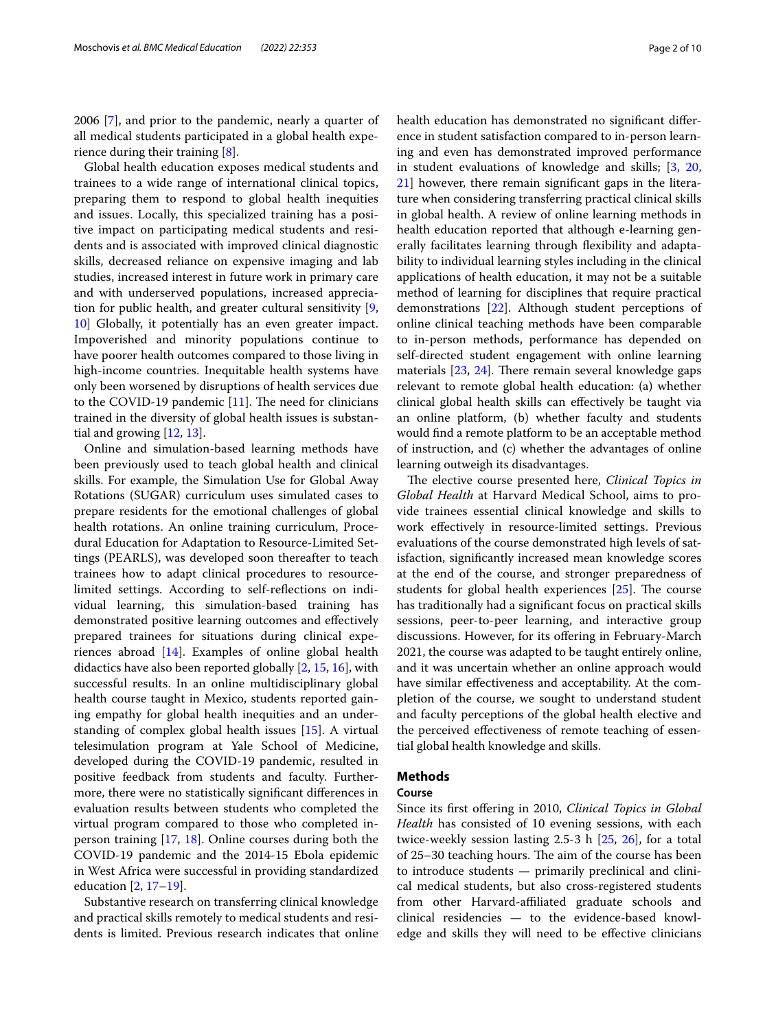2006 [7], and prior to the pandemic, nearly a quarter of all medical students participated in a global health experience during their training [8].

Global health education exposes medical students and trainees to a wide range of international clinical topics, preparing them to respond to global health inequities and issues. Locally, this specialized training has a positive impact on participating medical students and residents and is associated with improved clinical diagnostic skills, decreased reliance on expensive imaging and lab studies, increased interest in future work in primary care and with underserved populations, increased appreciation for public health, and greater cultural sensitivity [9, 10] Globally, it potentially has an even greater impact. Impoverished and minority populations continue to have poorer health outcomes compared to those living in high-income countries. Inequitable health systems have only been worsened by disruptions of health services due to the COVID-19 pandemic [11]. The need for clinicians trained in the diversity of global health issues is substantial and growing [12, 13].

Online and simulation-based learning methods have been previously used to teach global health and clinical skills. For example, the Simulation Use for Global Away Rotations (SUGAR) curriculum uses simulated cases to prepare residents for the emotional challenges of global health rotations. An online training curriculum, Procedural Education for Adaptation to Resource-Limited Settings (PEARLS), was developed soon thereafter to teach trainees how to adapt clinical procedures to resource-limited settings. According to self-reflections on individual learning, this simulation-based training has demonstrated positive learning outcomes and effectively prepared trainees for situations during clinical experiences abroad [14]. Examples of online global health didactics have also been reported globally [2, 15, 16], with successful results. In an online multidisciplinary global health course taught in Mexico, students reported gaining empathy for global health inequities and an understanding of complex global health issues [15]. A virtual telesimulation program at Yale School of Medicine, developed during the COVID-19 pandemic, resulted in positive feedback from students and faculty. Furthermore, there were no statistically significant differences in evaluation results between students who completed the virtual program compared to those who completed in-person training [17, 18]. Online courses during both the COVID-19 pandemic and the 2014-15 Ebola epidemic in West Africa were successful in providing standardized education [2, 17–19].

Substantive research on transferring clinical knowledge and practical skills remotely to medical students and residents is limited. Previous research indicates that online health education has demonstrated no significant difference in student satisfaction compared to in-person learning and even has demonstrated improved performance in student evaluations of knowledge and skills; [3, 20, 21] however, there remain significant gaps in the literature when considering transferring practical clinical skills in global health. A review of online learning methods in health education reported that although e-learning generally facilitates learning through flexibility and adaptability to individual learning styles including in the clinical applications of health education, it may not be a suitable method of learning for disciplines that require practical demonstrations [22]. Although student perceptions of online clinical teaching methods have been comparable to in-person methods, performance has depended on self-directed student engagement with online learning materials [23, 24]. There remain several knowledge gaps relevant to remote global health education: (a) whether clinical global health skills can effectively be taught via an online platform, (b) whether faculty and students would find a remote platform to be an acceptable method of instruction, and (c) whether the advantages of online learning outweigh its disadvantages.

The elective course presented here, *Clinical Topics in Global Health* at Harvard Medical School, aims to provide trainees essential clinical knowledge and skills to work effectively in resource-limited settings. Previous evaluations of the course demonstrated high levels of satisfaction, significantly increased mean knowledge scores at the end of the course, and stronger preparedness of students for global health experiences [25]. The course has traditionally had a significant focus on practical skills sessions, peer-to-peer learning, and interactive group discussions. However, for its offering in February-March 2021, the course was adapted to be taught entirely online, and it was uncertain whether an online approach would have similar effectiveness and acceptability. At the completion of the course, we sought to understand student and faculty perceptions of the global health elective and the perceived effectiveness of remote teaching of essential global health knowledge and skills.

## Methods

### Course

Since its first offering in 2010, *Clinical Topics in Global Health* has consisted of 10 evening sessions, with each twice-weekly session lasting 2.5-3 h [25, 26], for a total of 25–30 teaching hours. The aim of the course has been to introduce students — primarily preclinical and clinical medical students, but also cross-registered students from other Harvard-affiliated graduate schools and clinical residencies — to the evidence-based knowledge and skills they will need to be effective clinicians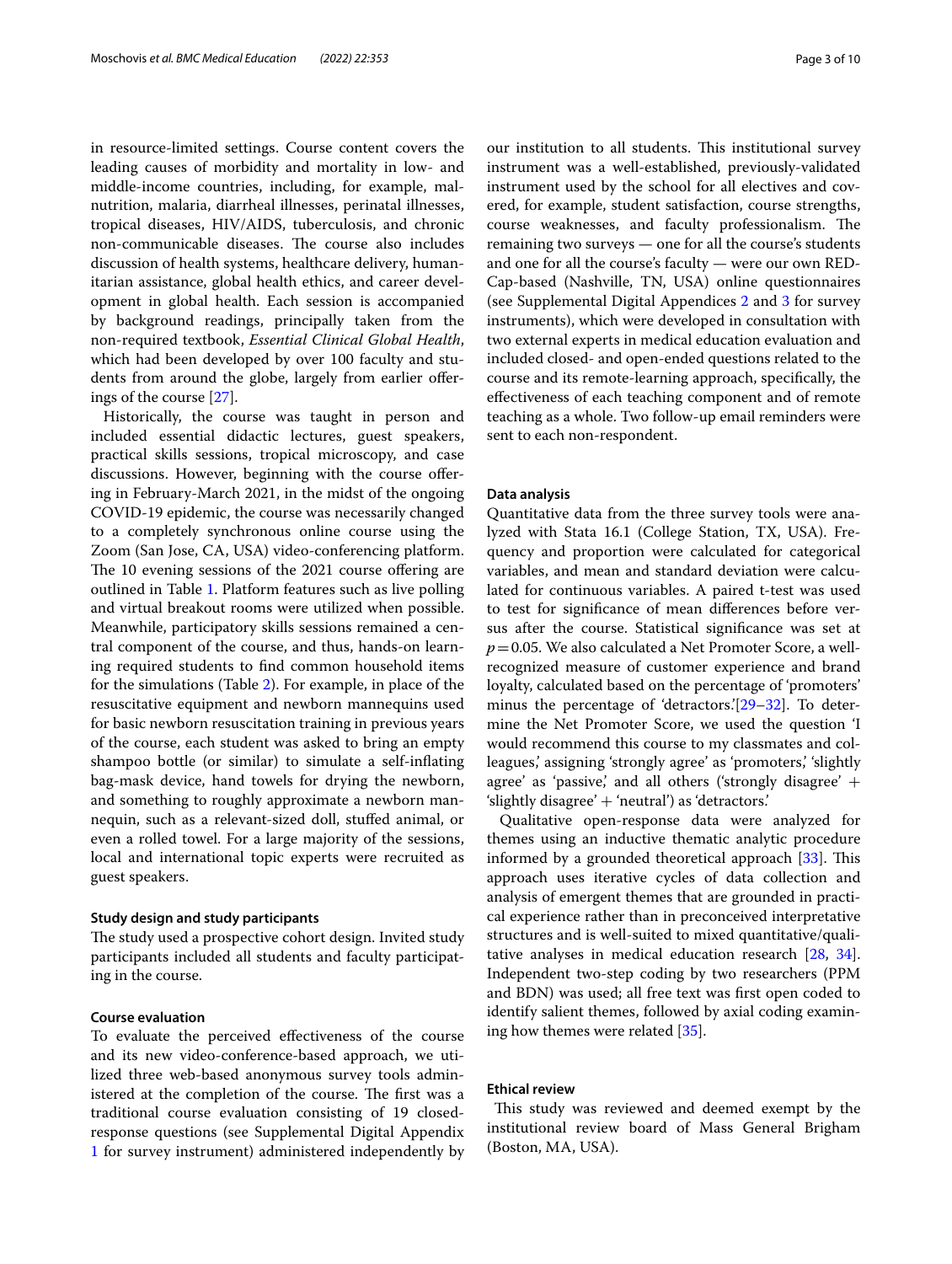in resource-limited settings. Course content covers the leading causes of morbidity and mortality in low- and middle-income countries, including, for example, malnutrition, malaria, diarrheal illnesses, perinatal illnesses, tropical diseases, HIV/AIDS, tuberculosis, and chronic non-communicable diseases. The course also includes discussion of health systems, healthcare delivery, humanitarian assistance, global health ethics, and career development in global health. Each session is accompanied by background readings, principally taken from the non-required textbook, *Essential Clinical Global Health*, which had been developed by over 100 faculty and students from around the globe, largely from earlier offerings of the course [27].

Historically, the course was taught in person and included essential didactic lectures, guest speakers, practical skills sessions, tropical microscopy, and case discussions. However, beginning with the course offering in February-March 2021, in the midst of the ongoing COVID-19 epidemic, the course was necessarily changed to a completely synchronous online course using the Zoom (San Jose, CA, USA) video-conferencing platform. The 10 evening sessions of the 2021 course offering are outlined in Table 1. Platform features such as live polling and virtual breakout rooms were utilized when possible. Meanwhile, participatory skills sessions remained a central component of the course, and thus, hands-on learning required students to find common household items for the simulations (Table 2). For example, in place of the resuscitative equipment and newborn mannequins used for basic newborn resuscitation training in previous years of the course, each student was asked to bring an empty shampoo bottle (or similar) to simulate a self-inflating bag-mask device, hand towels for drying the newborn, and something to roughly approximate a newborn mannequin, such as a relevant-sized doll, stuffed animal, or even a rolled towel. For a large majority of the sessions, local and international topic experts were recruited as guest speakers.

### Study design and study participants

The study used a prospective cohort design. Invited study participants included all students and faculty participating in the course.

### Course evaluation

To evaluate the perceived effectiveness of the course and its new video-conference-based approach, we utilized three web-based anonymous survey tools administered at the completion of the course. The first was a traditional course evaluation consisting of 19 closed-response questions (see Supplemental Digital Appendix 1 for survey instrument) administered independently by our institution to all students. This institutional survey instrument was a well-established, previously-validated instrument used by the school for all electives and covered, for example, student satisfaction, course strengths, course weaknesses, and faculty professionalism. The remaining two surveys — one for all the course's students and one for all the course's faculty — were our own REDCap-based (Nashville, TN, USA) online questionnaires (see Supplemental Digital Appendices 2 and 3 for survey instruments), which were developed in consultation with two external experts in medical education evaluation and included closed- and open-ended questions related to the course and its remote-learning approach, specifically, the effectiveness of each teaching component and of remote teaching as a whole. Two follow-up email reminders were sent to each non-respondent.

### Data analysis

Quantitative data from the three survey tools were analyzed with Stata 16.1 (College Station, TX, USA). Frequency and proportion were calculated for categorical variables, and mean and standard deviation were calculated for continuous variables. A paired t-test was used to test for significance of mean differences before versus after the course. Statistical significance was set at $p = 0.05$. We also calculated a Net Promoter Score, a well-recognized measure of customer experience and brand loyalty, calculated based on the percentage of 'promoters' minus the percentage of 'detractors.'[29–32]. To determine the Net Promoter Score, we used the question 'I would recommend this course to my classmates and colleagues,' assigning 'strongly agree' as 'promoters,' 'slightly agree' as 'passive,' and all others ('strongly disagree' + 'slightly disagree' + 'neutral') as 'detractors.'

Qualitative open-response data were analyzed for themes using an inductive thematic analytic procedure informed by a grounded theoretical approach [33]. This approach uses iterative cycles of data collection and analysis of emergent themes that are grounded in practical experience rather than in preconceived interpretative structures and is well-suited to mixed quantitative/qualitative analyses in medical education research [28, 34]. Independent two-step coding by two researchers (PPM and BDN) was used; all free text was first open coded to identify salient themes, followed by axial coding examining how themes were related [35].

### Ethical review

This study was reviewed and deemed exempt by the institutional review board of Mass General Brigham (Boston, MA, USA).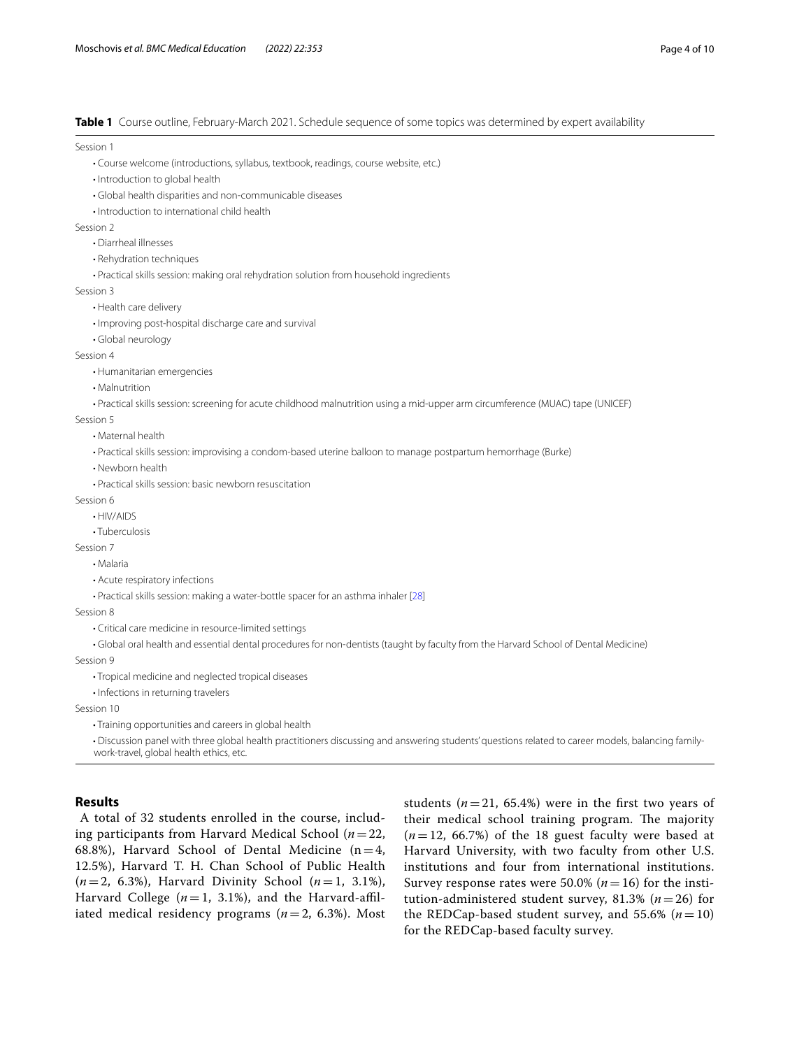**Table 1** Course outline, February-March 2021. Schedule sequence of some topics was determined by expert availability

Session 1

- Course welcome (introductions, syllabus, textbook, readings, course website, etc.)
- Introduction to global health
- Global health disparities and non-communicable diseases
- Introduction to international child health

Session 2

- Diarrheal illnesses
- Rehydration techniques
- Practical skills session: making oral rehydration solution from household ingredients

Session 3

- Health care delivery
- Improving post-hospital discharge care and survival
- Global neurology

Session 4

- Humanitarian emergencies
- Malnutrition
- Practical skills session: screening for acute childhood malnutrition using a mid-upper arm circumference (MUAC) tape (UNICEF)

Session 5

- Maternal health
- Practical skills session: improvising a condom-based uterine balloon to manage postpartum hemorrhage (Burke)
- Newborn health
- Practical skills session: basic newborn resuscitation

Session 6

- HIV/AIDS
- Tuberculosis

Session 7

- Malaria
- Acute respiratory infections
- Practical skills session: making a water-bottle spacer for an asthma inhaler [28]

Session 8

- Critical care medicine in resource-limited settings
- Global oral health and essential dental procedures for non-dentists (taught by faculty from the Harvard School of Dental Medicine)

Session 9

- Tropical medicine and neglected tropical diseases
- Infections in returning travelers

Session 10

- Training opportunities and careers in global health
- Discussion panel with three global health practitioners discussing and answering students' questions related to career models, balancing family-work-travel, global health ethics, etc.

## Results

A total of 32 students enrolled in the course, including participants from Harvard Medical School ($n=22$, 68.8%), Harvard School of Dental Medicine ($n=4$, 12.5%), Harvard T. H. Chan School of Public Health ($n=2$, 6.3%), Harvard Divinity School ($n=1$, 3.1%), Harvard College ($n=1$, 3.1%), and the Harvard-affiliated medical residency programs ($n=2$, 6.3%). Most students ($n=21$, 65.4%) were in the first two years of their medical school training program. The majority ($n=12$, 66.7%) of the 18 guest faculty were based at Harvard University, with two faculty from other U.S. institutions and four from international institutions. Survey response rates were 50.0% ($n=16$) for the institution-administered student survey, 81.3% ($n=26$) for the REDCap-based student survey, and 55.6% ($n=10$) for the REDCap-based faculty survey.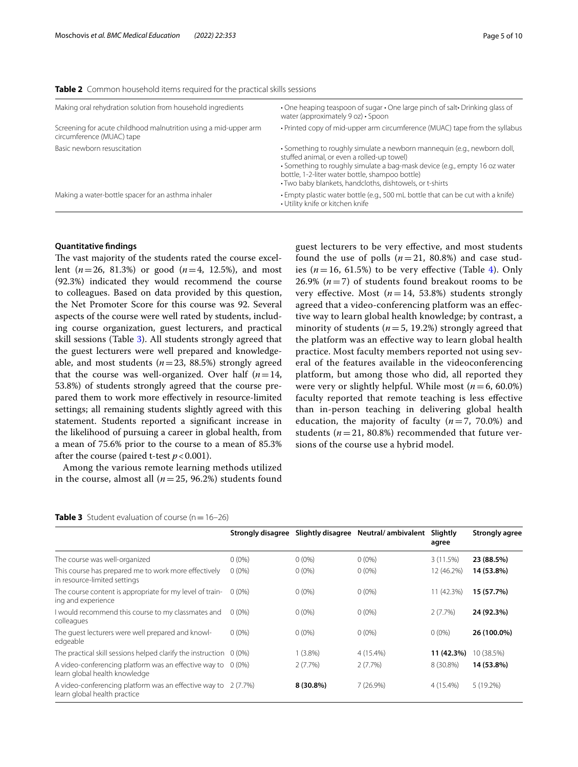**Table 2** Common household items required for the practical skills sessions

| | |
|---|---|
| Making oral rehydration solution from household ingredients | • One heaping teaspoon of sugar • One large pinch of salt• Drinking glass of water (approximately 9 oz) • Spoon |
| Screening for acute childhood malnutrition using a mid-upper arm circumference (MUAC) tape | • Printed copy of mid-upper arm circumference (MUAC) tape from the syllabus |
| Basic newborn resuscitation | • Something to roughly simulate a newborn mannequin (e.g., newborn doll, stuffed animal, or even a rolled-up towel)<br>• Something to roughly simulate a bag-mask device (e.g., empty 16 oz water bottle, 1-2-liter water bottle, shampoo bottle)<br>• Two baby blankets, handcloths, dishtowels, or t-shirts |
| Making a water-bottle spacer for an asthma inhaler | • Empty plastic water bottle (e.g., 500 mL bottle that can be cut with a knife)<br>• Utility knife or kitchen knife |

### Quantitative findings

The vast majority of the students rated the course excellent ($n=26$, 81.3%) or good ($n=4$, 12.5%), and most (92.3%) indicated they would recommend the course to colleagues. Based on data provided by this question, the Net Promoter Score for this course was 92. Several aspects of the course were well rated by students, including course organization, guest lecturers, and practical skill sessions (Table 3). All students strongly agreed that the guest lecturers were well prepared and knowledgeable, and most students ($n=23$, 88.5%) strongly agreed that the course was well-organized. Over half ($n=14$, 53.8%) of students strongly agreed that the course prepared them to work more effectively in resource-limited settings; all remaining students slightly agreed with this statement. Students reported a significant increase in the likelihood of pursuing a career in global health, from a mean of 75.6% prior to the course to a mean of 85.3% after the course (paired t-test $p<0.001$).

Among the various remote learning methods utilized in the course, almost all ($n=25$, 96.2%) students found guest lecturers to be very effective, and most students found the use of polls ($n=21$, 80.8%) and case studies ($n=16$, 61.5%) to be very effective (Table 4). Only 26.9% ($n=7$) of students found breakout rooms to be very effective. Most ($n=14$, 53.8%) students strongly agreed that a video-conferencing platform was an effective way to learn global health knowledge; by contrast, a minority of students ($n=5$, 19.2%) strongly agreed that the platform was an effective way to learn global health practice. Most faculty members reported not using several of the features available in the videoconferencing platform, but among those who did, all reported they were very or slightly helpful. While most ($n=6$, 60.0%) faculty reported that remote teaching is less effective than in-person teaching in delivering global health education, the majority of faculty ($n=7$, 70.0%) and students ($n=21$, 80.8%) recommended that future versions of the course use a hybrid model.

**Table 3** Student evaluation of course (n = 16–26)

| | Strongly disagree | Slightly disagree | Neutral/ ambivalent | Slightly agree | Strongly agree |
|---|---|---|---|---|---|
| The course was well-organized | 0 (0%) | 0 (0%) | 0 (0%) | 3 (11.5%) | **23 (88.5%)** |
| This course has prepared me to work more effectively in resource-limited settings | 0 (0%) | 0 (0%) | 0 (0%) | 12 (46.2%) | **14 (53.8%)** |
| The course content is appropriate for my level of training and experience | 0 (0%) | 0 (0%) | 0 (0%) | 11 (42.3%) | **15 (57.7%)** |
| I would recommend this course to my classmates and colleagues | 0 (0%) | 0 (0%) | 0 (0%) | 2 (7.7%) | **24 (92.3%)** |
| The guest lecturers were well prepared and knowledgeable | 0 (0%) | 0 (0%) | 0 (0%) | 0 (0%) | **26 (100.0%)** |
| The practical skill sessions helped clarify the instruction | 0 (0%) | 1 (3.8%) | 4 (15.4%) | **11 (42.3%)** | 10 (38.5%) |
| A video-conferencing platform was an effective way to learn global health knowledge | 0 (0%) | 2 (7.7%) | 2 (7.7%) | 8 (30.8%) | **14 (53.8%)** |
| A video-conferencing platform was an effective way to learn global health practice | 2 (7.7%) | **8 (30.8%)** | 7 (26.9%) | 4 (15.4%) | 5 (19.2%) |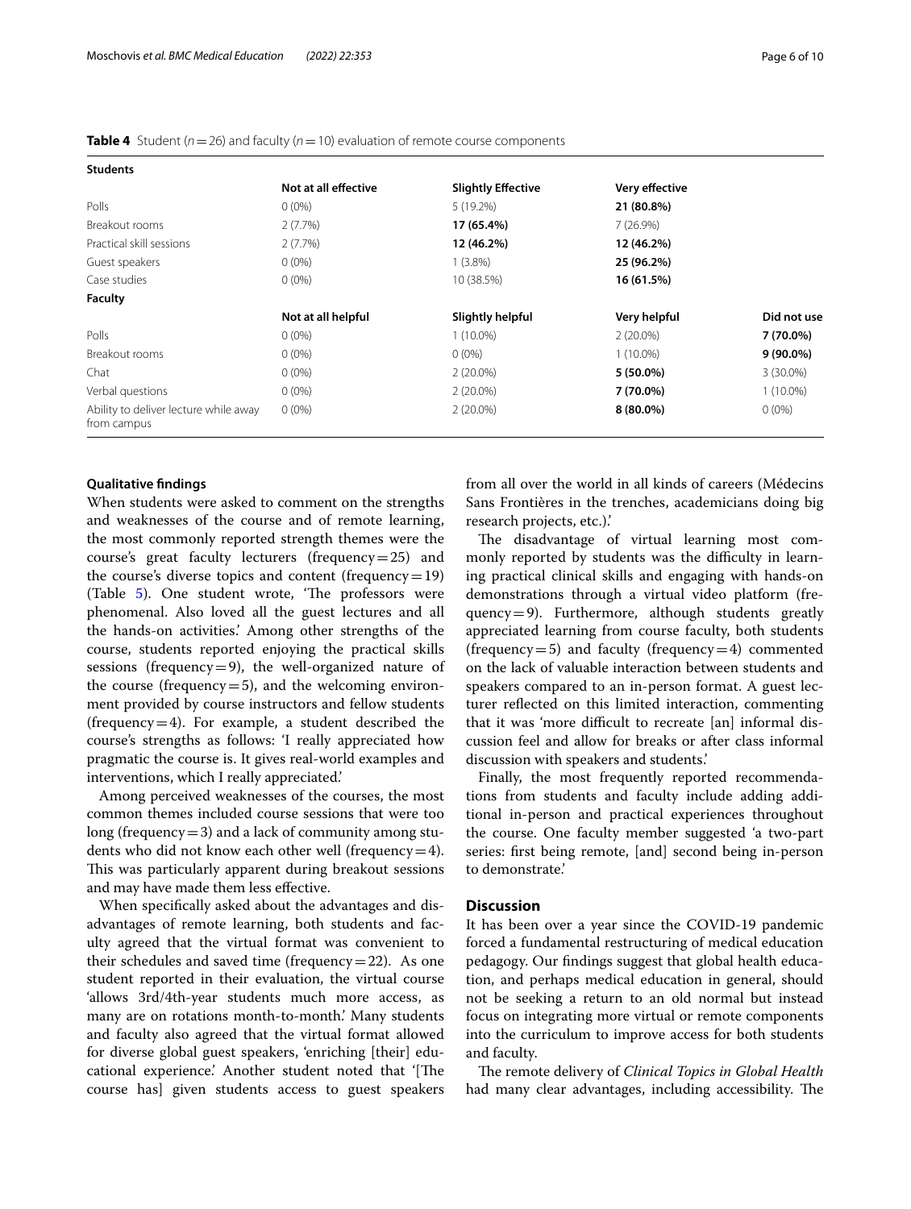**Table 4** Student ($n = 26$) and faculty ($n = 10$) evaluation of remote course components

| **Students** | | | | |
|---|---|---|---|---|
| | **Not at all effective** | **Slightly Effective** | **Very effective** | |
| Polls | 0 (0%) | 5 (19.2%) | **21 (80.8%)** | |
| Breakout rooms | 2 (7.7%) | **17 (65.4%)** | 7 (26.9%) | |
| Practical skill sessions | 2 (7.7%) | **12 (46.2%)** | **12 (46.2%)** | |
| Guest speakers | 0 (0%) | 1 (3.8%) | **25 (96.2%)** | |
| Case studies | 0 (0%) | 10 (38.5%) | **16 (61.5%)** | |
| **Faculty** | | | | |
| | **Not at all helpful** | **Slightly helpful** | **Very helpful** | **Did not use** |
| Polls | 0 (0%) | 1 (10.0%) | 2 (20.0%) | **7 (70.0%)** |
| Breakout rooms | 0 (0%) | 0 (0%) | 1 (10.0%) | **9 (90.0%)** |
| Chat | 0 (0%) | 2 (20.0%) | **5 (50.0%)** | 3 (30.0%) |
| Verbal questions | 0 (0%) | 2 (20.0%) | **7 (70.0%)** | 1 (10.0%) |
| Ability to deliver lecture while away from campus | 0 (0%) | 2 (20.0%) | **8 (80.0%)** | 0 (0%) |

### Qualitative findings

When students were asked to comment on the strengths and weaknesses of the course and of remote learning, the most commonly reported strength themes were the course's great faculty lecturers (frequency = 25) and the course's diverse topics and content (frequency = 19) (Table 5). One student wrote, 'The professors were phenomenal. Also loved all the guest lectures and all the hands-on activities.' Among other strengths of the course, students reported enjoying the practical skills sessions (frequency = 9), the well-organized nature of the course (frequency = 5), and the welcoming environment provided by course instructors and fellow students (frequency = 4). For example, a student described the course's strengths as follows: 'I really appreciated how pragmatic the course is. It gives real-world examples and interventions, which I really appreciated.'

Among perceived weaknesses of the courses, the most common themes included course sessions that were too long (frequency = 3) and a lack of community among students who did not know each other well (frequency = 4). This was particularly apparent during breakout sessions and may have made them less effective.

When specifically asked about the advantages and disadvantages of remote learning, both students and faculty agreed that the virtual format was convenient to their schedules and saved time (frequency = 22). As one student reported in their evaluation, the virtual course 'allows 3rd/4th-year students much more access, as many are on rotations month-to-month.' Many students and faculty also agreed that the virtual format allowed for diverse global guest speakers, 'enriching [their] educational experience.' Another student noted that '[The course has] given students access to guest speakers from all over the world in all kinds of careers (Médecins Sans Frontières in the trenches, academicians doing big research projects, etc.).'

The disadvantage of virtual learning most commonly reported by students was the difficulty in learning practical clinical skills and engaging with hands-on demonstrations through a virtual video platform (frequency = 9). Furthermore, although students greatly appreciated learning from course faculty, both students (frequency = 5) and faculty (frequency = 4) commented on the lack of valuable interaction between students and speakers compared to an in-person format. A guest lecturer reflected on this limited interaction, commenting that it was 'more difficult to recreate [an] informal discussion feel and allow for breaks or after class informal discussion with speakers and students.'

Finally, the most frequently reported recommendations from students and faculty include adding additional in-person and practical experiences throughout the course. One faculty member suggested 'a two-part series: first being remote, [and] second being in-person to demonstrate.'

## Discussion

It has been over a year since the COVID-19 pandemic forced a fundamental restructuring of medical education pedagogy. Our findings suggest that global health education, and perhaps medical education in general, should not be seeking a return to an old normal but instead focus on integrating more virtual or remote components into the curriculum to improve access for both students and faculty.

The remote delivery of *Clinical Topics in Global Health* had many clear advantages, including accessibility. The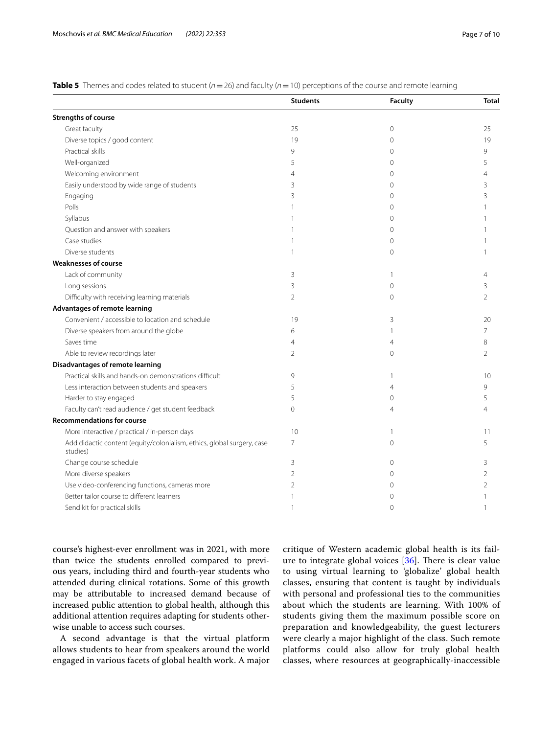**Table 5** Themes and codes related to student ($n = 26$) and faculty ($n = 10$) perceptions of the course and remote learning

| | Students | Faculty | Total |
|---|---|---|---|
| **Strengths of course** | | | |
| Great faculty | 25 | 0 | 25 |
| Diverse topics / good content | 19 | 0 | 19 |
| Practical skills | 9 | 0 | 9 |
| Well-organized | 5 | 0 | 5 |
| Welcoming environment | 4 | 0 | 4 |
| Easily understood by wide range of students | 3 | 0 | 3 |
| Engaging | 3 | 0 | 3 |
| Polls | 1 | 0 | 1 |
| Syllabus | 1 | 0 | 1 |
| Question and answer with speakers | 1 | 0 | 1 |
| Case studies | 1 | 0 | 1 |
| Diverse students | 1 | 0 | 1 |
| **Weaknesses of course** | | | |
| Lack of community | 3 | 1 | 4 |
| Long sessions | 3 | 0 | 3 |
| Difficulty with receiving learning materials | 2 | 0 | 2 |
| **Advantages of remote learning** | | | |
| Convenient / accessible to location and schedule | 19 | 3 | 20 |
| Diverse speakers from around the globe | 6 | 1 | 7 |
| Saves time | 4 | 4 | 8 |
| Able to review recordings later | 2 | 0 | 2 |
| **Disadvantages of remote learning** | | | |
| Practical skills and hands-on demonstrations difficult | 9 | 1 | 10 |
| Less interaction between students and speakers | 5 | 4 | 9 |
| Harder to stay engaged | 5 | 0 | 5 |
| Faculty can't read audience / get student feedback | 0 | 4 | 4 |
| **Recommendations for course** | | | |
| More interactive / practical / in-person days | 10 | 1 | 11 |
| Add didactic content (equity/colonialism, ethics, global surgery, case studies) | 7 | 0 | 5 |
| Change course schedule | 3 | 0 | 3 |
| More diverse speakers | 2 | 0 | 2 |
| Use video-conferencing functions, cameras more | 2 | 0 | 2 |
| Better tailor course to different learners | 1 | 0 | 1 |
| Send kit for practical skills | 1 | 0 | 1 |

course's highest-ever enrollment was in 2021, with more than twice the students enrolled compared to previous years, including third and fourth-year students who attended during clinical rotations. Some of this growth may be attributable to increased demand because of increased public attention to global health, although this additional attention requires adapting for students otherwise unable to access such courses.

A second advantage is that the virtual platform allows students to hear from speakers around the world engaged in various facets of global health work. A major critique of Western academic global health is its failure to integrate global voices [36]. There is clear value to using virtual learning to 'globalize' global health classes, ensuring that content is taught by individuals with personal and professional ties to the communities about which the students are learning. With 100% of students giving them the maximum possible score on preparation and knowledgeability, the guest lecturers were clearly a major highlight of the class. Such remote platforms could also allow for truly global health classes, where resources at geographically-inaccessible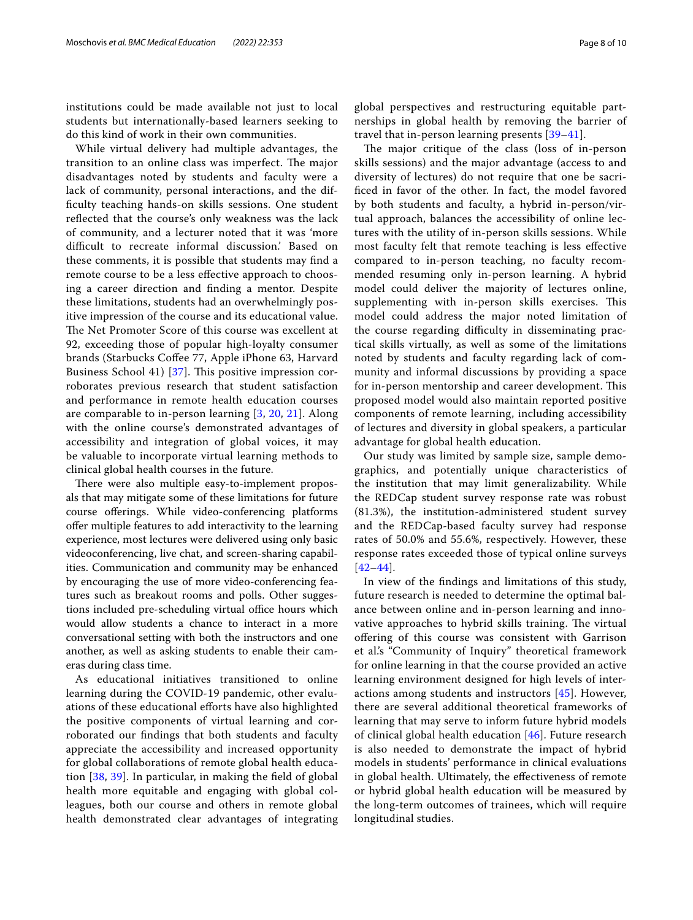institutions could be made available not just to local students but internationally-based learners seeking to do this kind of work in their own communities.

While virtual delivery had multiple advantages, the transition to an online class was imperfect. The major disadvantages noted by students and faculty were a lack of community, personal interactions, and the difficulty teaching hands-on skills sessions. One student reflected that the course's only weakness was the lack of community, and a lecturer noted that it was 'more difficult to recreate informal discussion.' Based on these comments, it is possible that students may find a remote course to be a less effective approach to choosing a career direction and finding a mentor. Despite these limitations, students had an overwhelmingly positive impression of the course and its educational value. The Net Promoter Score of this course was excellent at 92, exceeding those of popular high-loyalty consumer brands (Starbucks Coffee 77, Apple iPhone 63, Harvard Business School 41) [37]. This positive impression corroborates previous research that student satisfaction and performance in remote health education courses are comparable to in-person learning [3, 20, 21]. Along with the online course's demonstrated advantages of accessibility and integration of global voices, it may be valuable to incorporate virtual learning methods to clinical global health courses in the future.

There were also multiple easy-to-implement proposals that may mitigate some of these limitations for future course offerings. While video-conferencing platforms offer multiple features to add interactivity to the learning experience, most lectures were delivered using only basic videoconferencing, live chat, and screen-sharing capabilities. Communication and community may be enhanced by encouraging the use of more video-conferencing features such as breakout rooms and polls. Other suggestions included pre-scheduling virtual office hours which would allow students a chance to interact in a more conversational setting with both the instructors and one another, as well as asking students to enable their cameras during class time.

As educational initiatives transitioned to online learning during the COVID-19 pandemic, other evaluations of these educational efforts have also highlighted the positive components of virtual learning and corroborated our findings that both students and faculty appreciate the accessibility and increased opportunity for global collaborations of remote global health education [38, 39]. In particular, in making the field of global health more equitable and engaging with global colleagues, both our course and others in remote global health demonstrated clear advantages of integrating global perspectives and restructuring equitable partnerships in global health by removing the barrier of travel that in-person learning presents [39–41].

The major critique of the class (loss of in-person skills sessions) and the major advantage (access to and diversity of lectures) do not require that one be sacrificed in favor of the other. In fact, the model favored by both students and faculty, a hybrid in-person/virtual approach, balances the accessibility of online lectures with the utility of in-person skills sessions. While most faculty felt that remote teaching is less effective compared to in-person teaching, no faculty recommended resuming only in-person learning. A hybrid model could deliver the majority of lectures online, supplementing with in-person skills exercises. This model could address the major noted limitation of the course regarding difficulty in disseminating practical skills virtually, as well as some of the limitations noted by students and faculty regarding lack of community and informal discussions by providing a space for in-person mentorship and career development. This proposed model would also maintain reported positive components of remote learning, including accessibility of lectures and diversity in global speakers, a particular advantage for global health education.

Our study was limited by sample size, sample demographics, and potentially unique characteristics of the institution that may limit generalizability. While the REDCap student survey response rate was robust (81.3%), the institution-administered student survey and the REDCap-based faculty survey had response rates of 50.0% and 55.6%, respectively. However, these response rates exceeded those of typical online surveys [42–44].

In view of the findings and limitations of this study, future research is needed to determine the optimal balance between online and in-person learning and innovative approaches to hybrid skills training. The virtual offering of this course was consistent with Garrison et al.'s "Community of Inquiry" theoretical framework for online learning in that the course provided an active learning environment designed for high levels of interactions among students and instructors [45]. However, there are several additional theoretical frameworks of learning that may serve to inform future hybrid models of clinical global health education [46]. Future research is also needed to demonstrate the impact of hybrid models in students' performance in clinical evaluations in global health. Ultimately, the effectiveness of remote or hybrid global health education will be measured by the long-term outcomes of trainees, which will require longitudinal studies.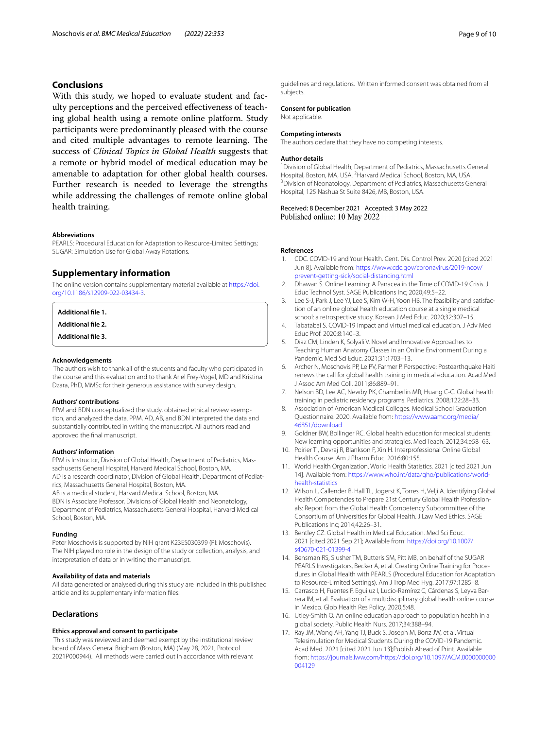## Conclusions

With this study, we hoped to evaluate student and faculty perceptions and the perceived effectiveness of teaching global health using a remote online platform. Study participants were predominantly pleased with the course and cited multiple advantages to remote learning. The success of *Clinical Topics in Global Health* suggests that a remote or hybrid model of medical education may be amenable to adaptation for other global health courses. Further research is needed to leverage the strengths while addressing the challenges of remote online global health training.

#### Abbreviations

PEARLS: Procedural Education for Adaptation to Resource-Limited Settings; SUGAR: Simulation Use for Global Away Rotations.

## Supplementary information

The online version contains supplementary material available at https://doi.org/10.1186/s12909-022-03434-3.

**Additional file 1.**

**Additional file 2.**

**Additional file 3.**

#### Acknowledgements

The authors wish to thank all of the students and faculty who participated in the course and this evaluation and to thank Ariel Frey-Vogel, MD and Kristina Dzara, PhD, MMSc for their generous assistance with survey design.

#### Authors' contributions

PPM and BDN conceptualized the study, obtained ethical review exemption, and analyzed the data. PPM, AD, AB, and BDN interpreted the data and substantially contributed in writing the manuscript. All authors read and approved the final manuscript.

#### Authors' information

PPM is Instructor, Division of Global Health, Department of Pediatrics, Massachusetts General Hospital, Harvard Medical School, Boston, MA.
AD is a research coordinator, Division of Global Health, Department of Pediatrics, Massachusetts General Hospital, Boston, MA.
AB is a medical student, Harvard Medical School, Boston, MA.
BDN is Associate Professor, Divisions of Global Health and Neonatology, Department of Pediatrics, Massachusetts General Hospital, Harvard Medical School, Boston, MA.

#### Funding

Peter Moschovis is supported by NIH grant K23ES030399 (PI: Moschovis). The NIH played no role in the design of the study or collection, analysis, and interpretation of data or in writing the manuscript.

#### Availability of data and materials

All data generated or analysed during this study are included in this published article and its supplementary information files.

## Declarations

#### Ethics approval and consent to participate

This study was reviewed and deemed exempt by the institutional review board of Mass General Brigham (Boston, MA) (May 28, 2021, Protocol 2021P000944). All methods were carried out in accordance with relevant guidelines and regulations. Written informed consent was obtained from all subjects.

#### Consent for publication

Not applicable.

#### Competing interests

The authors declare that they have no competing interests.

#### Author details

[1]Division of Global Health, Department of Pediatrics, Massachusetts General Hospital, Boston, MA, USA. [2]Harvard Medical School, Boston, MA, USA. [3]Division of Neonatology, Department of Pediatrics, Massachusetts General Hospital, 125 Nashua St Suite 8426, MB, Boston, USA.

Received: 8 December 2021 Accepted: 3 May 2022
Published online: 10 May 2022

#### References

1. CDC. COVID-19 and Your Health. Cent. Dis. Control Prev. 2020 [cited 2021 Jun 8]. Available from: https://www.cdc.gov/coronavirus/2019-ncov/prevent-getting-sick/social-distancing.html
2. Dhawan S. Online Learning: A Panacea in the Time of COVID-19 Crisis. J Educ Technol Syst. SAGE Publications Inc; 2020;49:5–22.
3. Lee S-J, Park J, Lee YJ, Lee S, Kim W-H, Yoon HB. The feasibility and satisfaction of an online global health education course at a single medical school: a retrospective study. Korean J Med Educ. 2020;32:307–15.
4. Tabatabai S. COVID-19 impact and virtual medical education. J Adv Med Educ Prof. 2020;8:140–3.
5. Diaz CM, Linden K, Solyali V. Novel and Innovative Approaches to Teaching Human Anatomy Classes in an Online Environment During a Pandemic. Med Sci Educ. 2021;31:1703–13.
6. Archer N, Moschovis PP, Le PV, Farmer P. Perspective: Postearthquake Haiti renews the call for global health training in medical education. Acad Med J Assoc Am Med Coll. 2011;86:889–91.
7. Nelson BD, Lee AC, Newby PK, Chamberlin MR, Huang C-C. Global health training in pediatric residency programs. Pediatrics. 2008;122:28–33.
8. Association of American Medical Colleges. Medical School Graduation Questionnaire. 2020. Available from: https://www.aamc.org/media/46851/download
9. Goldner BW, Bollinger RC. Global health education for medical students: New learning opportunities and strategies. Med Teach. 2012;34:e58–63.
10. Poirier TI, Devraj R, Blankson F, Xin H. Interprofessional Online Global Health Course. Am J Pharm Educ. 2016;80:155.
11. World Health Organization. World Health Statistics. 2021 [cited 2021 Jun 14]. Available from: https://www.who.int/data/gho/publications/world-health-statistics
12. Wilson L, Callender B, Hall TL, Jogerst K, Torres H, Velji A. Identifying Global Health Competencies to Prepare 21st Century Global Health Professionals: Report from the Global Health Competency Subcommittee of the Consortium of Universities for Global Health. J Law Med Ethics. SAGE Publications Inc; 2014;42:26–31.
13. Bentley CZ. Global Health in Medical Education. Med Sci Educ. 2021 [cited 2021 Sep 21]; Available from: https://doi.org/10.1007/s40670-021-01399-4
14. Bensman RS, Slusher TM, Butteris SM, Pitt MB, on behalf of the SUGAR PEARLS Investigators, Becker A, et al. Creating Online Training for Procedures in Global Health with PEARLS (Procedural Education for Adaptation to Resource-Limited Settings). Am J Trop Med Hyg. 2017;97:1285–8.
15. Carrasco H, Fuentes P, Eguiluz I, Lucio-Ramírez C, Cárdenas S, Leyva Barrera IM, et al. Evaluation of a multidisciplinary global health online course in Mexico. Glob Health Res Policy. 2020;5:48.
16. Utley-Smith Q. An online education approach to population health in a global society. Public Health Nurs. 2017;34:388–94.
17. Ray JM, Wong AH, Yang TJ, Buck S, Joseph M, Bonz JW, et al. Virtual Telesimulation for Medical Students During the COVID-19 Pandemic. Acad Med. 2021 [cited 2021 Jun 13];Publish Ahead of Print. Available from: https://journals.lww.com/https://doi.org/10.1097/ACM.0000000000004129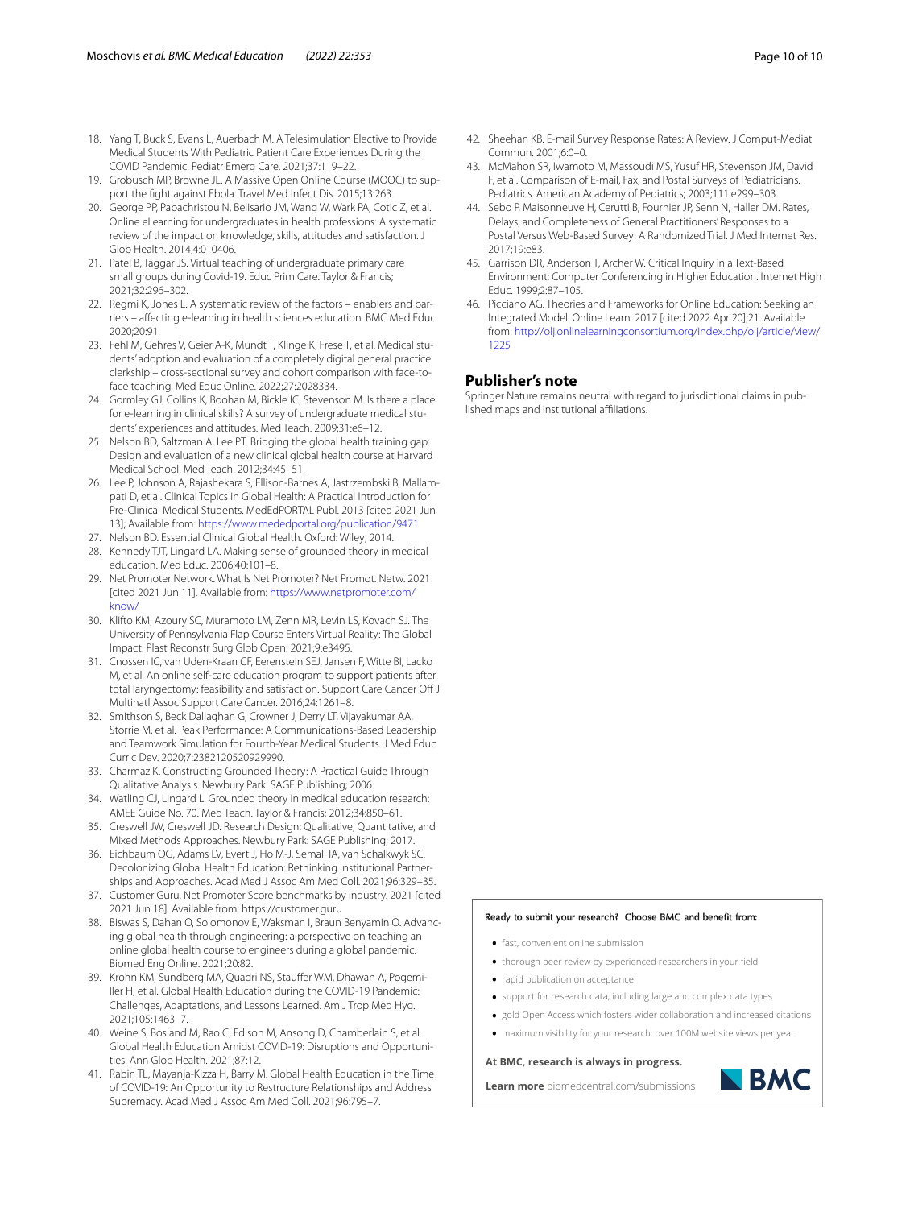18. Yang T, Buck S, Evans L, Auerbach M. A Telesimulation Elective to Provide Medical Students With Pediatric Patient Care Experiences During the COVID Pandemic. Pediatr Emerg Care. 2021;37:119–22.
19. Grobusch MP, Browne JL. A Massive Open Online Course (MOOC) to support the fight against Ebola. Travel Med Infect Dis. 2015;13:263.
20. George PP, Papachristou N, Belisario JM, Wang W, Wark PA, Cotic Z, et al. Online eLearning for undergraduates in health professions: A systematic review of the impact on knowledge, skills, attitudes and satisfaction. J Glob Health. 2014;4:010406.
21. Patel B, Taggar JS. Virtual teaching of undergraduate primary care small groups during Covid-19. Educ Prim Care. Taylor & Francis; 2021;32:296–302.
22. Regmi K, Jones L. A systematic review of the factors – enablers and barriers – affecting e-learning in health sciences education. BMC Med Educ. 2020;20:91.
23. Fehl M, Gehres V, Geier A-K, Mundt T, Klinge K, Frese T, et al. Medical students' adoption and evaluation of a completely digital general practice clerkship – cross-sectional survey and cohort comparison with face-to-face teaching. Med Educ Online. 2022;27:2028334.
24. Gormley GJ, Collins K, Boohan M, Bickle IC, Stevenson M. Is there a place for e-learning in clinical skills? A survey of undergraduate medical students' experiences and attitudes. Med Teach. 2009;31:e6–12.
25. Nelson BD, Saltzman A, Lee PT. Bridging the global health training gap: Design and evaluation of a new clinical global health course at Harvard Medical School. Med Teach. 2012;34:45–51.
26. Lee P, Johnson A, Rajashekara S, Ellison-Barnes A, Jastrzembski B, Mallampati D, et al. Clinical Topics in Global Health: A Practical Introduction for Pre-Clinical Medical Students. MedEdPORTAL Publ. 2013 [cited 2021 Jun 13]; Available from: https://www.mededportal.org/publication/9471
27. Nelson BD. Essential Clinical Global Health. Oxford: Wiley; 2014.
28. Kennedy TJT, Lingard LA. Making sense of grounded theory in medical education. Med Educ. 2006;40:101–8.
29. Net Promoter Network. What Is Net Promoter? Net Promot. Netw. 2021 [cited 2021 Jun 11]. Available from: https://www.netpromoter.com/know/
30. Klifto KM, Azoury SC, Muramoto LM, Zenn MR, Levin LS, Kovach SJ. The University of Pennsylvania Flap Course Enters Virtual Reality: The Global Impact. Plast Reconstr Surg Glob Open. 2021;9:e3495.
31. Cnossen IC, van Uden-Kraan CF, Eerenstein SEJ, Jansen F, Witte BI, Lacko M, et al. An online self-care education program to support patients after total laryngectomy: feasibility and satisfaction. Support Care Cancer Off J Multinatl Assoc Support Care Cancer. 2016;24:1261–8.
32. Smithson S, Beck Dallaghan G, Crowner J, Derry LT, Vijayakumar AA, Storrie M, et al. Peak Performance: A Communications-Based Leadership and Teamwork Simulation for Fourth-Year Medical Students. J Med Educ Curric Dev. 2020;7:2382120520929990.
33. Charmaz K. Constructing Grounded Theory: A Practical Guide Through Qualitative Analysis. Newbury Park: SAGE Publishing; 2006.
34. Watling CJ, Lingard L. Grounded theory in medical education research: AMEE Guide No. 70. Med Teach. Taylor & Francis; 2012;34:850–61.
35. Creswell JW, Creswell JD. Research Design: Qualitative, Quantitative, and Mixed Methods Approaches. Newbury Park: SAGE Publishing; 2017.
36. Eichbaum QG, Adams LV, Evert J, Ho M-J, Semali IA, van Schalkwyk SC. Decolonizing Global Health Education: Rethinking Institutional Partnerships and Approaches. Acad Med J Assoc Am Med Coll. 2021;96:329–35.
37. Customer Guru. Net Promoter Score benchmarks by industry. 2021 [cited 2021 Jun 18]. Available from: https://customer.guru
38. Biswas S, Dahan O, Solomonov E, Waksman I, Braun Benyamin O. Advancing global health through engineering: a perspective on teaching an online global health course to engineers during a global pandemic. Biomed Eng Online. 2021;20:82.
39. Krohn KM, Sundberg MA, Quadri NS, Stauffer WM, Dhawan A, Pogemiller H, et al. Global Health Education during the COVID-19 Pandemic: Challenges, Adaptations, and Lessons Learned. Am J Trop Med Hyg. 2021;105:1463–7.
40. Weine S, Bosland M, Rao C, Edison M, Ansong D, Chamberlain S, et al. Global Health Education Amidst COVID-19: Disruptions and Opportunities. Ann Glob Health. 2021;87:12.
41. Rabin TL, Mayanja-Kizza H, Barry M. Global Health Education in the Time of COVID-19: An Opportunity to Restructure Relationships and Address Supremacy. Acad Med J Assoc Am Med Coll. 2021;96:795–7.
42. Sheehan KB. E-mail Survey Response Rates: A Review. J Comput-Mediat Commun. 2001;6:0–0.
43. McMahon SR, Iwamoto M, Massoudi MS, Yusuf HR, Stevenson JM, David F, et al. Comparison of E-mail, Fax, and Postal Surveys of Pediatricians. Pediatrics. American Academy of Pediatrics; 2003;111:e299–303.
44. Sebo P, Maisonneuve H, Cerutti B, Fournier JP, Senn N, Haller DM. Rates, Delays, and Completeness of General Practitioners' Responses to a Postal Versus Web-Based Survey: A Randomized Trial. J Med Internet Res. 2017;19:e83.
45. Garrison DR, Anderson T, Archer W. Critical Inquiry in a Text-Based Environment: Computer Conferencing in Higher Education. Internet High Educ. 1999;2:87–105.
46. Picciano AG. Theories and Frameworks for Online Education: Seeking an Integrated Model. Online Learn. 2017 [cited 2022 Apr 20];21. Available from: http://olj.onlinelearningconsortium.org/index.php/olj/article/view/1225

## Publisher's note

Springer Nature remains neutral with regard to jurisdictional claims in published maps and institutional affiliations.

Ready to submit your research? Choose BMC and benefit from:

- fast, convenient online submission
- thorough peer review by experienced researchers in your field
- rapid publication on acceptance
- support for research data, including large and complex data types
- gold Open Access which fosters wider collaboration and increased citations
- maximum visibility for your research: over 100M website views per year

**At BMC, research is always in progress.**

**Learn more** biomedcentral.com/submissions

BMC